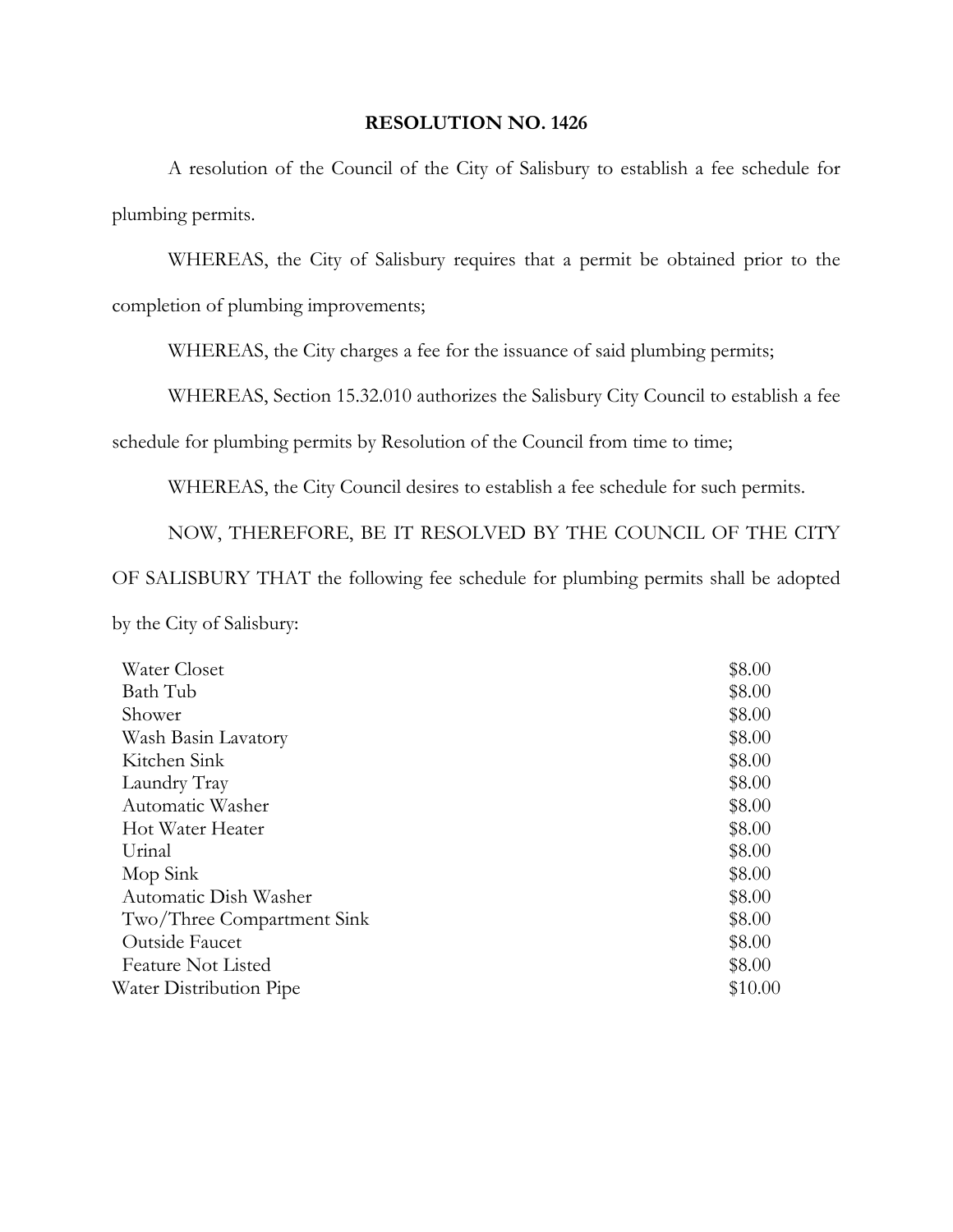# RESOLUTION NO. 1426

A resolution of the Council of the City of Salisbury to establish a fee schedule for plumbing permits.

WHEREAS, the City of Salisbury requires that a permit be obtained prior to the completion of plumbing improvements;

WHEREAS, the City charges a fee for the issuance of said plumbing permits;

WHEREAS, Section 15.32.010 authorizes the Salisbury City Council to establish a fee schedule for plumbing permits by Resolution of the Council from time to time;

WHEREAS, the City Council desires to establish a fee schedule for such permits.

NOW, THEREFORE, BE IT RESOLVED BY THE COUNCIL OF THE CITY OF SALISBURY THAT the following fee schedule for plumbing permits shall be adopted by the City of Salisbury:

| Item | Fee |
|---|---|
| Water Closet | $8.00 |
| Bath Tub | $8.00 |
| Shower | $8.00 |
| Wash Basin Lavatory | $8.00 |
| Kitchen Sink | $8.00 |
| Laundry Tray | $8.00 |
| Automatic Washer | $8.00 |
| Hot Water Heater | $8.00 |
| Urinal | $8.00 |
| Mop Sink | $8.00 |
| Automatic Dish Washer | $8.00 |
| Two/Three Compartment Sink | $8.00 |
| Outside Faucet | $8.00 |
| Feature Not Listed | $8.00 |
| Water Distribution Pipe | $10.00 |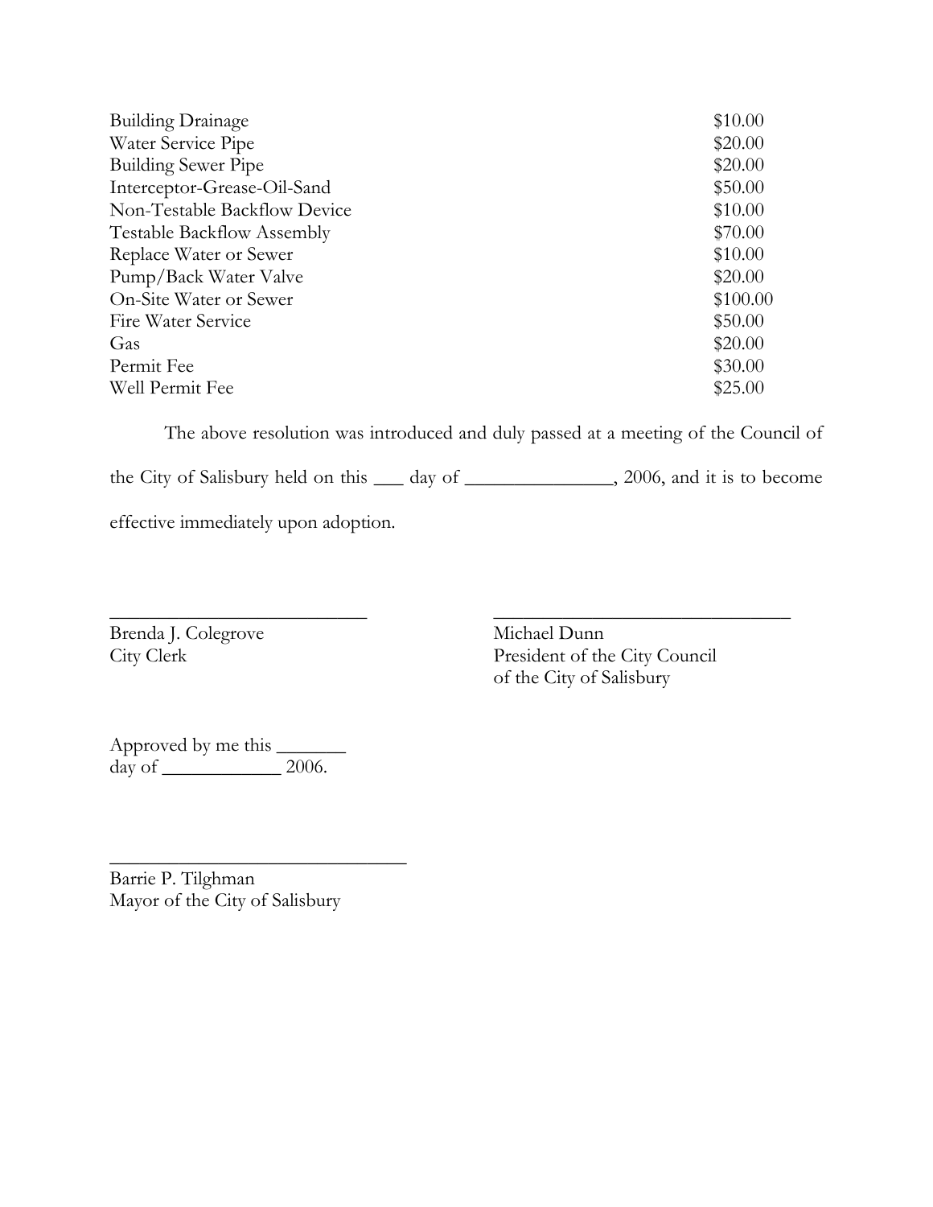| | |
|---|---|
| Building Drainage | $10.00 |
| Water Service Pipe | $20.00 |
| Building Sewer Pipe | $20.00 |
| Interceptor-Grease-Oil-Sand | $50.00 |
| Non-Testable Backflow Device | $10.00 |
| Testable Backflow Assembly | $70.00 |
| Replace Water or Sewer | $10.00 |
| Pump/Back Water Valve | $20.00 |
| On-Site Water or Sewer | $100.00 |
| Fire Water Service | $50.00 |
| Gas | $20.00 |
| Permit Fee | $30.00 |
| Well Permit Fee | $25.00 |

The above resolution was introduced and duly passed at a meeting of the Council of the City of Salisbury held on this ___ day of _______________, 2006, and it is to become effective immediately upon adoption.

___________________________

Brenda J. Colegrove
City Clerk

_______________________________

Michael Dunn
President of the City Council
of the City of Salisbury

Approved by me this _______
day of ____________ 2006.

_______________________________

Barrie P. Tilghman
Mayor of the City of Salisbury